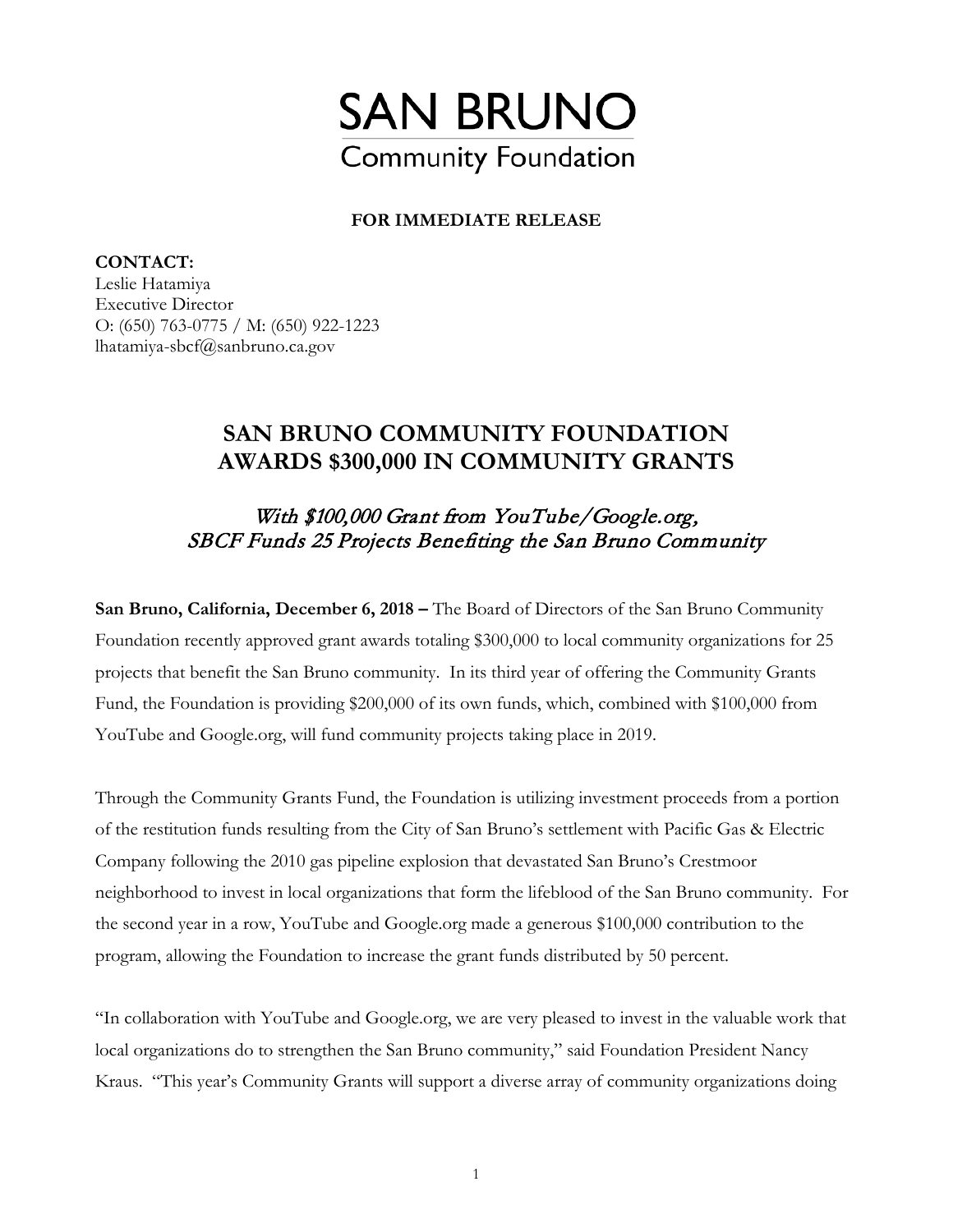# SAN BRUNO
## Community Foundation

**FOR IMMEDIATE RELEASE**

**CONTACT:**
Leslie Hatamiya
Executive Director
O: (650) 763-0775 / M: (650) 922-1223
lhatamiya-sbcf@sanbruno.ca.gov

## SAN BRUNO COMMUNITY FOUNDATION AWARDS $300,000 IN COMMUNITY GRANTS

### *With $100,000 Grant from YouTube/Google.org, SBCF Funds 25 Projects Benefiting the San Bruno Community*

**San Bruno, California, December 6, 2018 –** The Board of Directors of the San Bruno Community Foundation recently approved grant awards totaling $300,000 to local community organizations for 25 projects that benefit the San Bruno community. In its third year of offering the Community Grants Fund, the Foundation is providing $200,000 of its own funds, which, combined with $100,000 from YouTube and Google.org, will fund community projects taking place in 2019.

Through the Community Grants Fund, the Foundation is utilizing investment proceeds from a portion of the restitution funds resulting from the City of San Bruno's settlement with Pacific Gas & Electric Company following the 2010 gas pipeline explosion that devastated San Bruno's Crestmoor neighborhood to invest in local organizations that form the lifeblood of the San Bruno community. For the second year in a row, YouTube and Google.org made a generous $100,000 contribution to the program, allowing the Foundation to increase the grant funds distributed by 50 percent.

"In collaboration with YouTube and Google.org, we are very pleased to invest in the valuable work that local organizations do to strengthen the San Bruno community," said Foundation President Nancy Kraus. "This year's Community Grants will support a diverse array of community organizations doing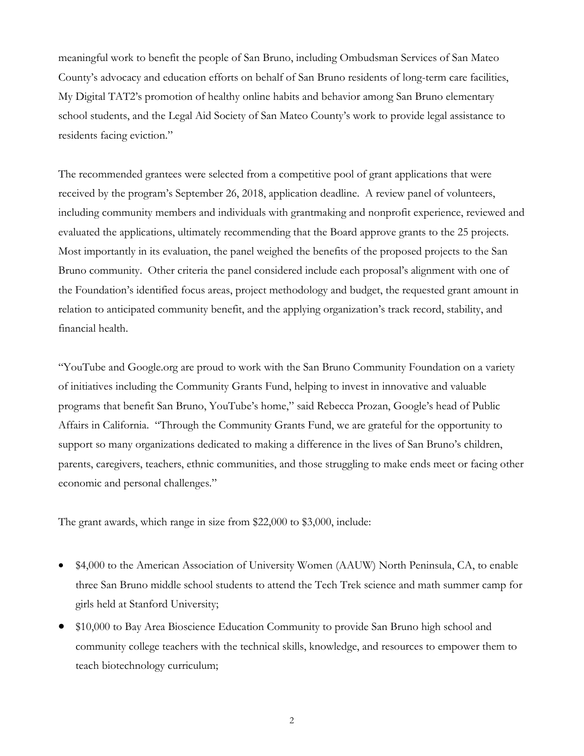meaningful work to benefit the people of San Bruno, including Ombudsman Services of San Mateo County's advocacy and education efforts on behalf of San Bruno residents of long-term care facilities, My Digital TAT2's promotion of healthy online habits and behavior among San Bruno elementary school students, and the Legal Aid Society of San Mateo County's work to provide legal assistance to residents facing eviction."

The recommended grantees were selected from a competitive pool of grant applications that were received by the program's September 26, 2018, application deadline. A review panel of volunteers, including community members and individuals with grantmaking and nonprofit experience, reviewed and evaluated the applications, ultimately recommending that the Board approve grants to the 25 projects. Most importantly in its evaluation, the panel weighed the benefits of the proposed projects to the San Bruno community. Other criteria the panel considered include each proposal's alignment with one of the Foundation's identified focus areas, project methodology and budget, the requested grant amount in relation to anticipated community benefit, and the applying organization's track record, stability, and financial health.

"YouTube and Google.org are proud to work with the San Bruno Community Foundation on a variety of initiatives including the Community Grants Fund, helping to invest in innovative and valuable programs that benefit San Bruno, YouTube's home," said Rebecca Prozan, Google's head of Public Affairs in California. "Through the Community Grants Fund, we are grateful for the opportunity to support so many organizations dedicated to making a difference in the lives of San Bruno's children, parents, caregivers, teachers, ethnic communities, and those struggling to make ends meet or facing other economic and personal challenges."

The grant awards, which range in size from $22,000 to $3,000, include:

- $4,000 to the American Association of University Women (AAUW) North Peninsula, CA, to enable three San Bruno middle school students to attend the Tech Trek science and math summer camp for girls held at Stanford University;
- $10,000 to Bay Area Bioscience Education Community to provide San Bruno high school and community college teachers with the technical skills, knowledge, and resources to empower them to teach biotechnology curriculum;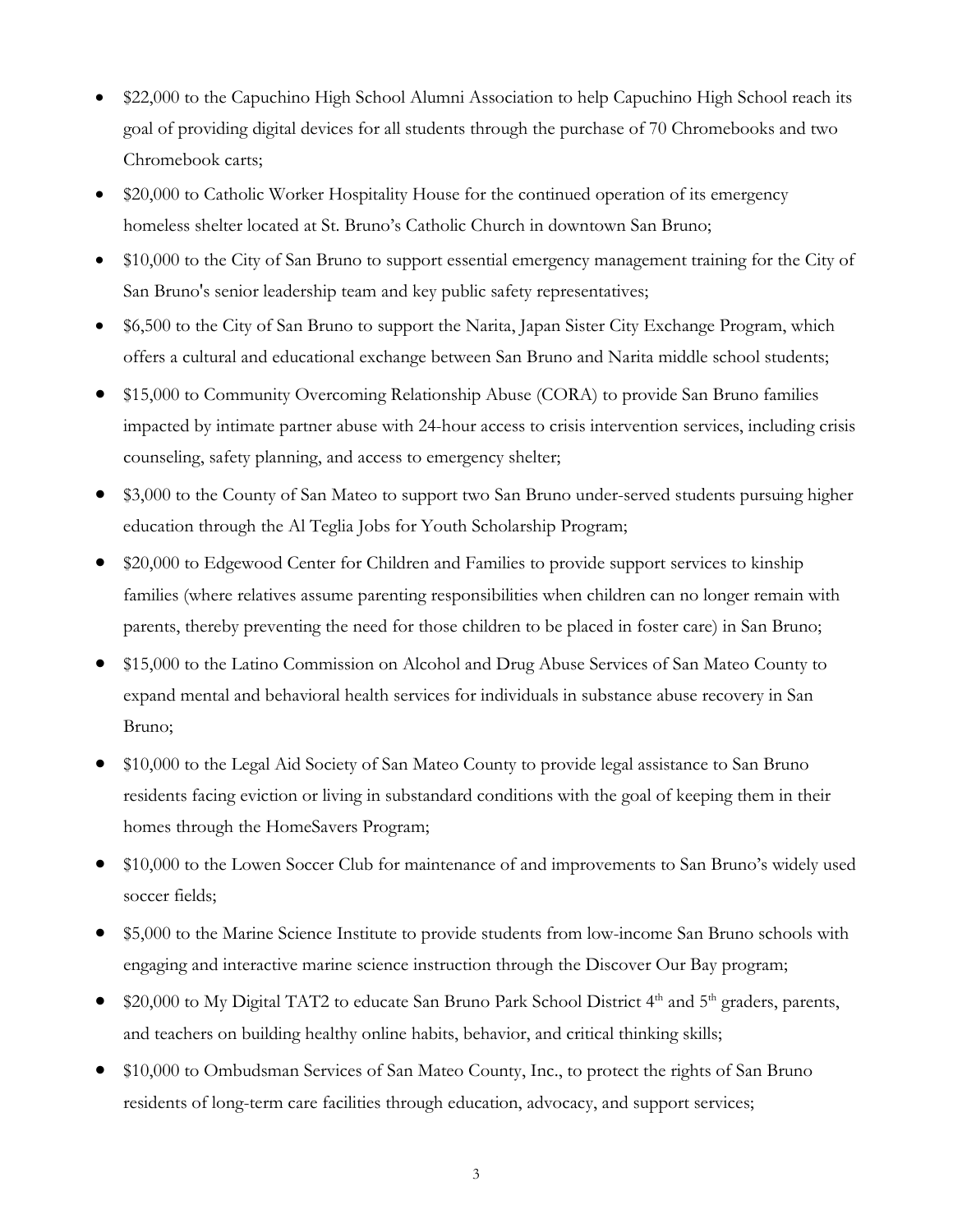- $22,000 to the Capuchino High School Alumni Association to help Capuchino High School reach its goal of providing digital devices for all students through the purchase of 70 Chromebooks and two Chromebook carts;
- $20,000 to Catholic Worker Hospitality House for the continued operation of its emergency homeless shelter located at St. Bruno's Catholic Church in downtown San Bruno;
- $10,000 to the City of San Bruno to support essential emergency management training for the City of San Bruno's senior leadership team and key public safety representatives;
- $6,500 to the City of San Bruno to support the Narita, Japan Sister City Exchange Program, which offers a cultural and educational exchange between San Bruno and Narita middle school students;
- $15,000 to Community Overcoming Relationship Abuse (CORA) to provide San Bruno families impacted by intimate partner abuse with 24-hour access to crisis intervention services, including crisis counseling, safety planning, and access to emergency shelter;
- $3,000 to the County of San Mateo to support two San Bruno under-served students pursuing higher education through the Al Teglia Jobs for Youth Scholarship Program;
- $20,000 to Edgewood Center for Children and Families to provide support services to kinship families (where relatives assume parenting responsibilities when children can no longer remain with parents, thereby preventing the need for those children to be placed in foster care) in San Bruno;
- $15,000 to the Latino Commission on Alcohol and Drug Abuse Services of San Mateo County to expand mental and behavioral health services for individuals in substance abuse recovery in San Bruno;
- $10,000 to the Legal Aid Society of San Mateo County to provide legal assistance to San Bruno residents facing eviction or living in substandard conditions with the goal of keeping them in their homes through the HomeSavers Program;
- $10,000 to the Lowen Soccer Club for maintenance of and improvements to San Bruno's widely used soccer fields;
- $5,000 to the Marine Science Institute to provide students from low-income San Bruno schools with engaging and interactive marine science instruction through the Discover Our Bay program;
- $20,000 to My Digital TAT2 to educate San Bruno Park School District 4th and 5th graders, parents, and teachers on building healthy online habits, behavior, and critical thinking skills;
- $10,000 to Ombudsman Services of San Mateo County, Inc., to protect the rights of San Bruno residents of long-term care facilities through education, advocacy, and support services;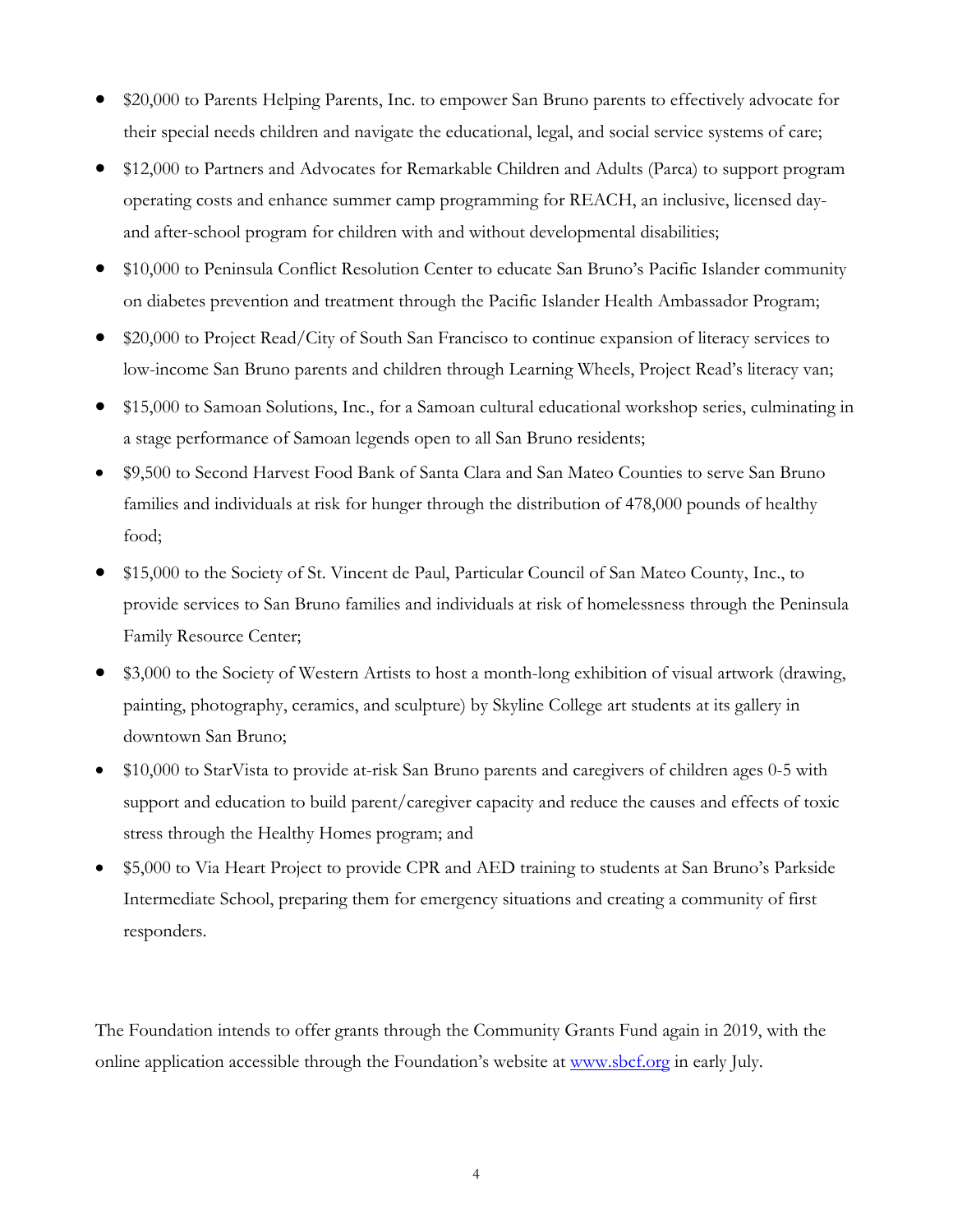- $20,000 to Parents Helping Parents, Inc. to empower San Bruno parents to effectively advocate for their special needs children and navigate the educational, legal, and social service systems of care;
- $12,000 to Partners and Advocates for Remarkable Children and Adults (Parca) to support program operating costs and enhance summer camp programming for REACH, an inclusive, licensed day- and after-school program for children with and without developmental disabilities;
- $10,000 to Peninsula Conflict Resolution Center to educate San Bruno's Pacific Islander community on diabetes prevention and treatment through the Pacific Islander Health Ambassador Program;
- $20,000 to Project Read/City of South San Francisco to continue expansion of literacy services to low-income San Bruno parents and children through Learning Wheels, Project Read's literacy van;
- $15,000 to Samoan Solutions, Inc., for a Samoan cultural educational workshop series, culminating in a stage performance of Samoan legends open to all San Bruno residents;
- $9,500 to Second Harvest Food Bank of Santa Clara and San Mateo Counties to serve San Bruno families and individuals at risk for hunger through the distribution of 478,000 pounds of healthy food;
- $15,000 to the Society of St. Vincent de Paul, Particular Council of San Mateo County, Inc., to provide services to San Bruno families and individuals at risk of homelessness through the Peninsula Family Resource Center;
- $3,000 to the Society of Western Artists to host a month-long exhibition of visual artwork (drawing, painting, photography, ceramics, and sculpture) by Skyline College art students at its gallery in downtown San Bruno;
- $10,000 to StarVista to provide at-risk San Bruno parents and caregivers of children ages 0-5 with support and education to build parent/caregiver capacity and reduce the causes and effects of toxic stress through the Healthy Homes program; and
- $5,000 to Via Heart Project to provide CPR and AED training to students at San Bruno's Parkside Intermediate School, preparing them for emergency situations and creating a community of first responders.

The Foundation intends to offer grants through the Community Grants Fund again in 2019, with the online application accessible through the Foundation's website at [www.sbcf.org](http://www.sbcf.org) in early July.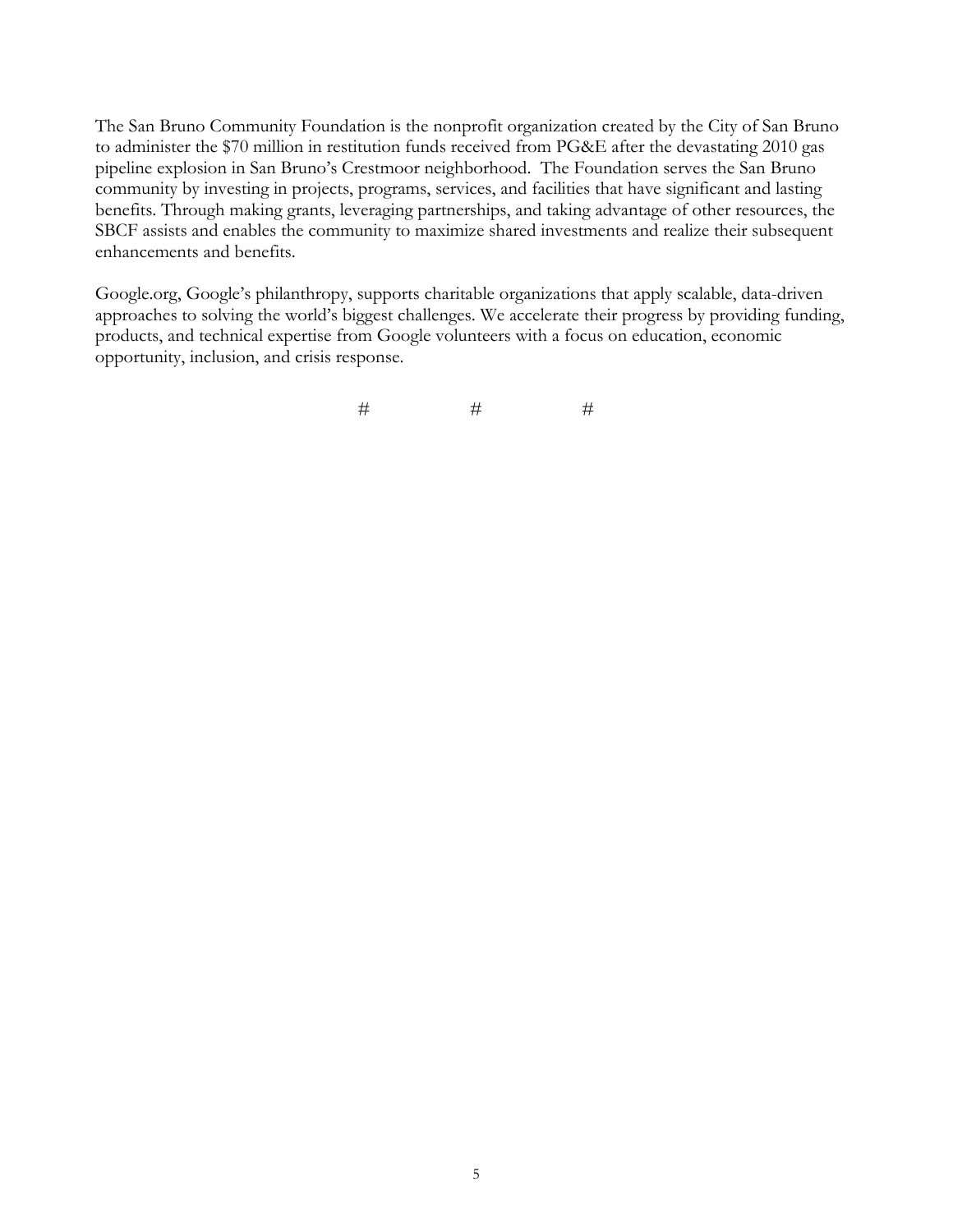The San Bruno Community Foundation is the nonprofit organization created by the City of San Bruno to administer the $70 million in restitution funds received from PG&E after the devastating 2010 gas pipeline explosion in San Bruno's Crestmoor neighborhood.  The Foundation serves the San Bruno community by investing in projects, programs, services, and facilities that have significant and lasting benefits. Through making grants, leveraging partnerships, and taking advantage of other resources, the SBCF assists and enables the community to maximize shared investments and realize their subsequent enhancements and benefits.

Google.org, Google's philanthropy, supports charitable organizations that apply scalable, data-driven approaches to solving the world's biggest challenges. We accelerate their progress by providing funding, products, and technical expertise from Google volunteers with a focus on education, economic opportunity, inclusion, and crisis response.

# # #